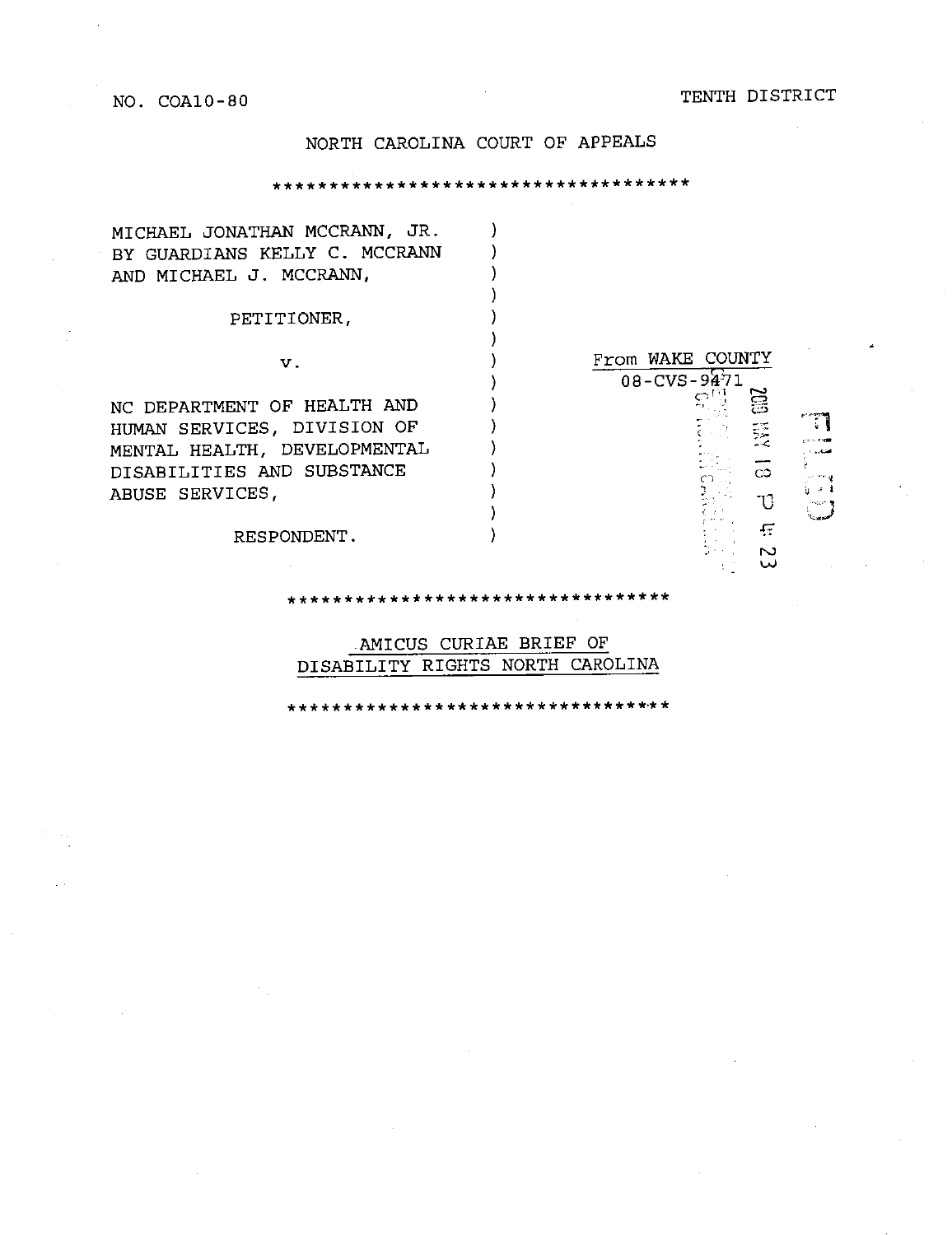NO. COA10-80 TENTH DISTRICT

NORTH CAROLINA COURT OF APPEALS

**************************************

MICHAEL JONATHAN MCCRANN, JR.
BY GUARDIANS KELLY C. MCCRANN
AND MICHAEL J. MCCRANN,

PETITIONER,

v.

NC DEPARTMENT OF HEALTH AND
HUMAN SERVICES, DIVISION OF
MENTAL HEALTH, DEVELOPMENTAL
DISABILITIES AND SUBSTANCE
ABUSE SERVICES,

RESPONDENT.

From WAKE COUNTY
08-CVS-9471

FILED 2010 MAY 18 P 4:23

***********************************

AMICUS CURIAE BRIEF OF
DISABILITY RIGHTS NORTH CAROLINA

***********************************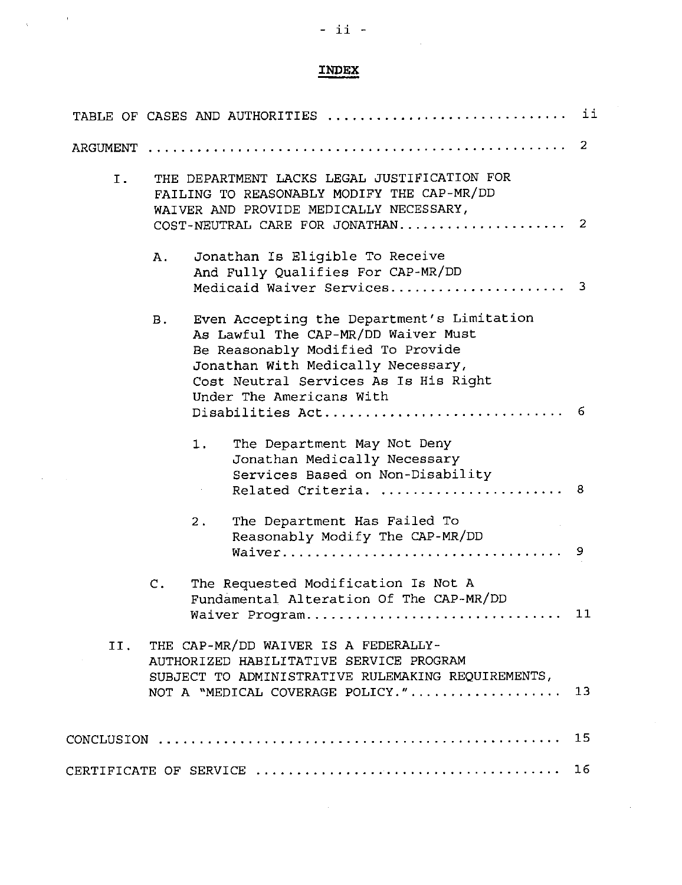# INDEX

TABLE OF CASES AND AUTHORITIES ............................ ii

ARGUMENT .................................................. 2

I. THE DEPARTMENT LACKS LEGAL JUSTIFICATION FOR FAILING TO REASONABLY MODIFY THE CAP-MR/DD WAIVER AND PROVIDE MEDICALLY NECESSARY, COST-NEUTRAL CARE FOR JONATHAN.................... 2

   A. Jonathan Is Eligible To Receive And Fully Qualifies For CAP-MR/DD Medicaid Waiver Services..................... 3

   B. Even Accepting the Department's Limitation As Lawful The CAP-MR/DD Waiver Must Be Reasonably Modified To Provide Jonathan With Medically Necessary, Cost Neutral Services As Is His Right Under The Americans With Disabilities Act............................ 6

      1. The Department May Not Deny Jonathan Medically Necessary Services Based on Non-Disability Related Criteria. ...................... 8

      2. The Department Has Failed To Reasonably Modify The CAP-MR/DD Waiver................................. 9

   C. The Requested Modification Is Not A Fundamental Alteration Of The CAP-MR/DD Waiver Program.............................. 11

II. THE CAP-MR/DD WAIVER IS A FEDERALLY-AUTHORIZED HABILITATIVE SERVICE PROGRAM SUBJECT TO ADMINISTRATIVE RULEMAKING REQUIREMENTS, NOT A "MEDICAL COVERAGE POLICY.".................. 13

CONCLUSION ................................................ 15

CERTIFICATE OF SERVICE .................................... 16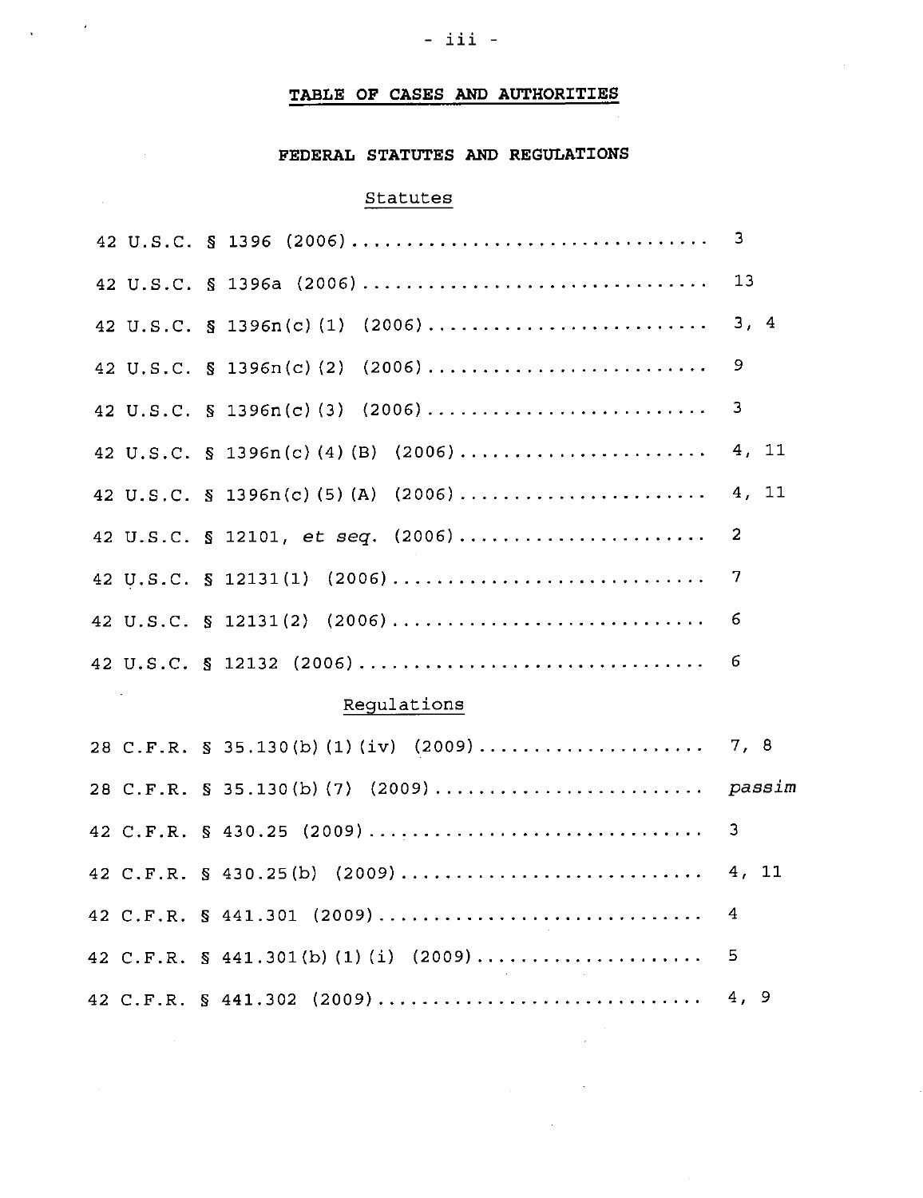# TABLE OF CASES AND AUTHORITIES

## FEDERAL STATUTES AND REGULATIONS

### Statutes

42 U.S.C. § 1396 (2006)................................ 3

42 U.S.C. § 1396a (2006)............................... 13

42 U.S.C. § 1396n(c)(1) (2006)......................... 3, 4

42 U.S.C. § 1396n(c)(2) (2006)......................... 9

42 U.S.C. § 1396n(c)(3) (2006)......................... 3

42 U.S.C. § 1396n(c)(4)(B) (2006)...................... 4, 11

42 U.S.C. § 1396n(c)(5)(A) (2006)...................... 4, 11

42 U.S.C. § 12101, *et seq.* (2006)...................... 2

42 U.S.C. § 12131(1) (2006)............................ 7

42 U.S.C. § 12131(2) (2006)............................ 6

42 U.S.C. § 12132 (2006)............................... 6

### Regulations

28 C.F.R. § 35.130(b)(1)(iv) (2009).................... 7, 8

28 C.F.R. § 35.130(b)(7) (2009)........................ *passim*

42 C.F.R. § 430.25 (2009).............................. 3

42 C.F.R. § 430.25(b) (2009)........................... 4, 11

42 C.F.R. § 441.301 (2009)............................. 4

42 C.F.R. § 441.301(b)(1)(i) (2009).................... 5

42 C.F.R. § 441.302 (2009)............................. 4, 9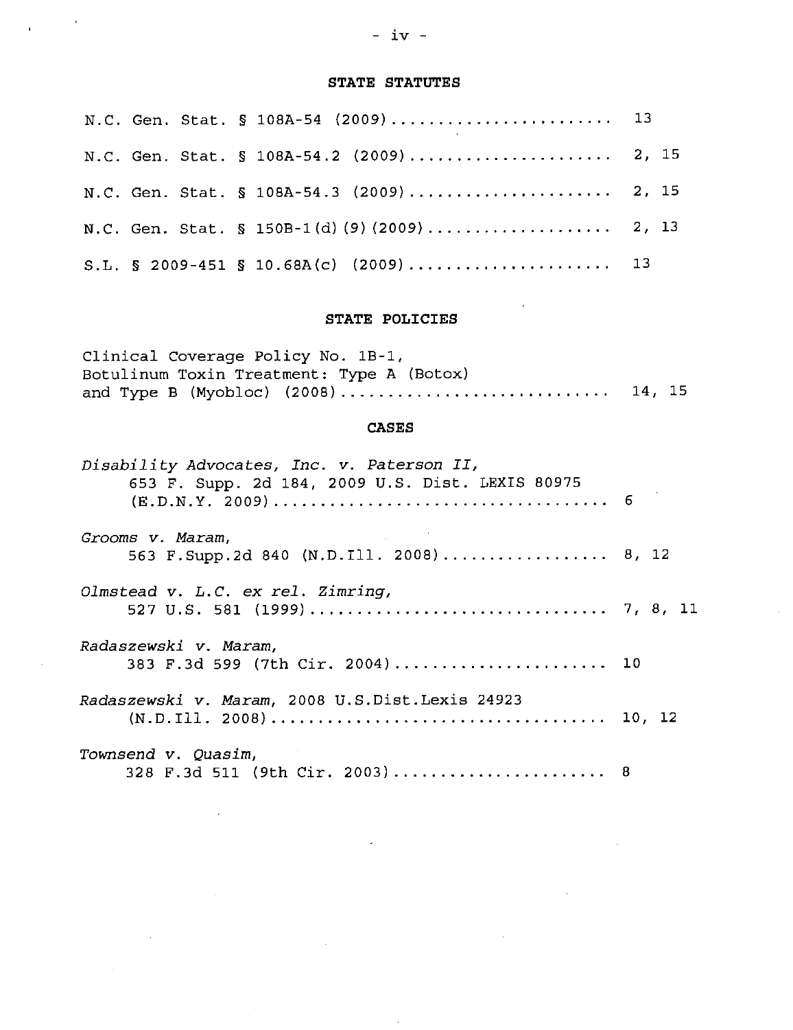## STATE STATUTES

N.C. Gen. Stat. § 108A-54 (2009)........................ 13

N.C. Gen. Stat. § 108A-54.2 (2009)...................... 2, 15

N.C. Gen. Stat. § 108A-54.3 (2009)...................... 2, 15

N.C. Gen. Stat. § 150B-1(d)(9)(2009).................... 2, 13

S.L. § 2009-451 § 10.68A(c) (2009)...................... 13

## STATE POLICIES

Clinical Coverage Policy No. 1B-1, Botulinum Toxin Treatment: Type A (Botox) and Type B (Myobloc) (2008)............................ 14, 15

## CASES

*Disability Advocates, Inc. v. Paterson II*, 653 F. Supp. 2d 184, 2009 U.S. Dist. LEXIS 80975 (E.D.N.Y. 2009).................................. 6

*Grooms v. Maram*, 563 F.Supp.2d 840 (N.D.Ill. 2008).................. 8, 12

*Olmstead v. L.C. ex rel. Zimring*, 527 U.S. 581 (1999)................................ 7, 8, 11

*Radaszewski v. Maram*, 383 F.3d 599 (7th Cir. 2004)....................... 10

*Radaszewski v. Maram*, 2008 U.S.Dist.Lexis 24923 (N.D.Ill. 2008).................................. 10, 12

*Townsend v. Quasim*, 328 F.3d 511 (9th Cir. 2003)....................... 8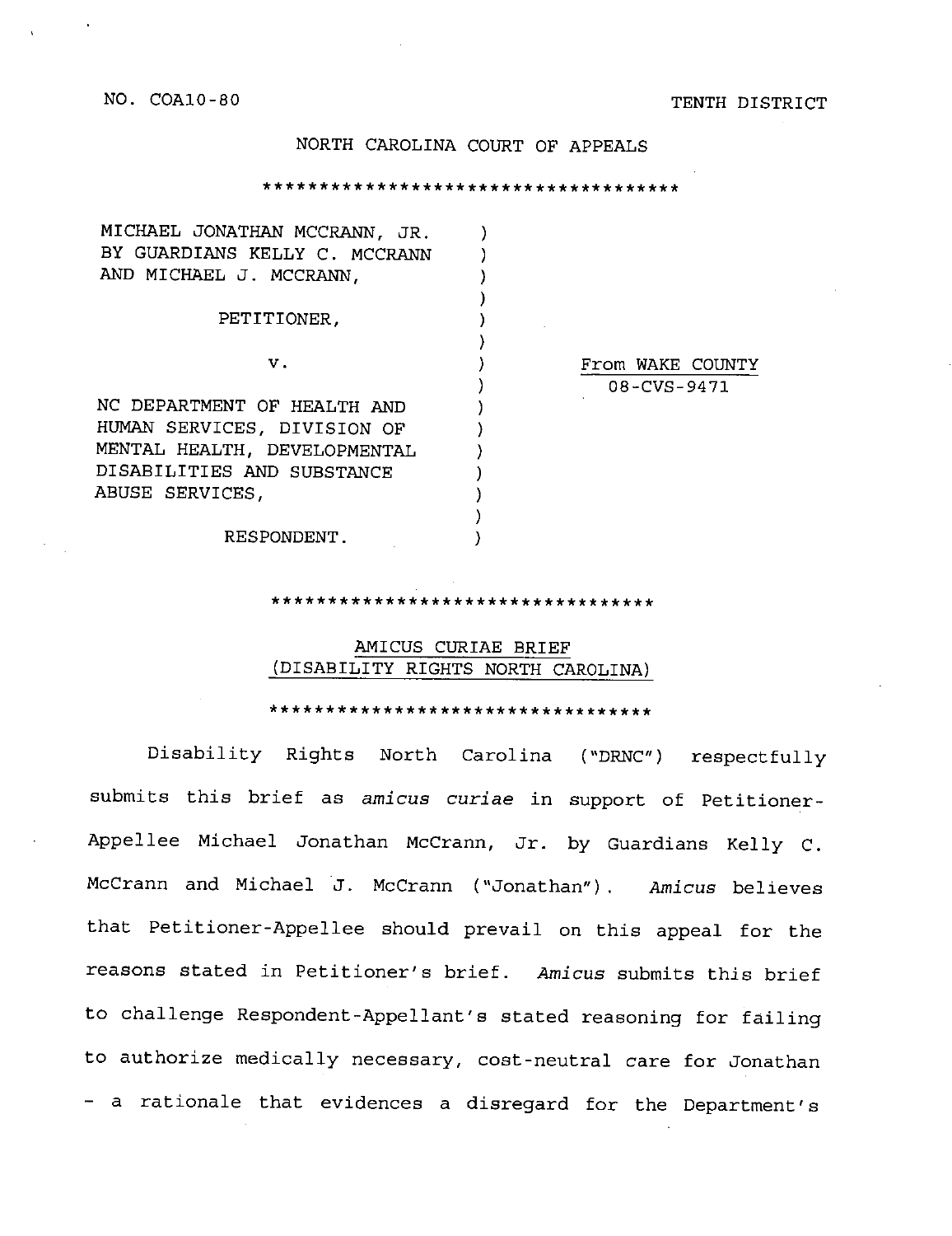NO. COA10-80 TENTH DISTRICT

NORTH CAROLINA COURT OF APPEALS

*************************************

| | |
|---|---|
| MICHAEL JONATHAN MCCRANN, JR. BY GUARDIANS KELLY C. MCCRANN AND MICHAEL J. MCCRANN,<br><br>PETITIONER,<br><br>v.<br><br>NC DEPARTMENT OF HEALTH AND HUMAN SERVICES, DIVISION OF MENTAL HEALTH, DEVELOPMENTAL DISABILITIES AND SUBSTANCE ABUSE SERVICES,<br><br>RESPONDENT. | From WAKE COUNTY<br>08-CVS-9471 |

*********************************

## AMICUS CURIAE BRIEF (DISABILITY RIGHTS NORTH CAROLINA)

*********************************

Disability Rights North Carolina ("DRNC") respectfully submits this brief as *amicus curiae* in support of Petitioner-Appellee Michael Jonathan McCrann, Jr. by Guardians Kelly C. McCrann and Michael J. McCrann ("Jonathan"). *Amicus* believes that Petitioner-Appellee should prevail on this appeal for the reasons stated in Petitioner's brief. *Amicus* submits this brief to challenge Respondent-Appellant's stated reasoning for failing to authorize medically necessary, cost-neutral care for Jonathan – a rationale that evidences a disregard for the Department's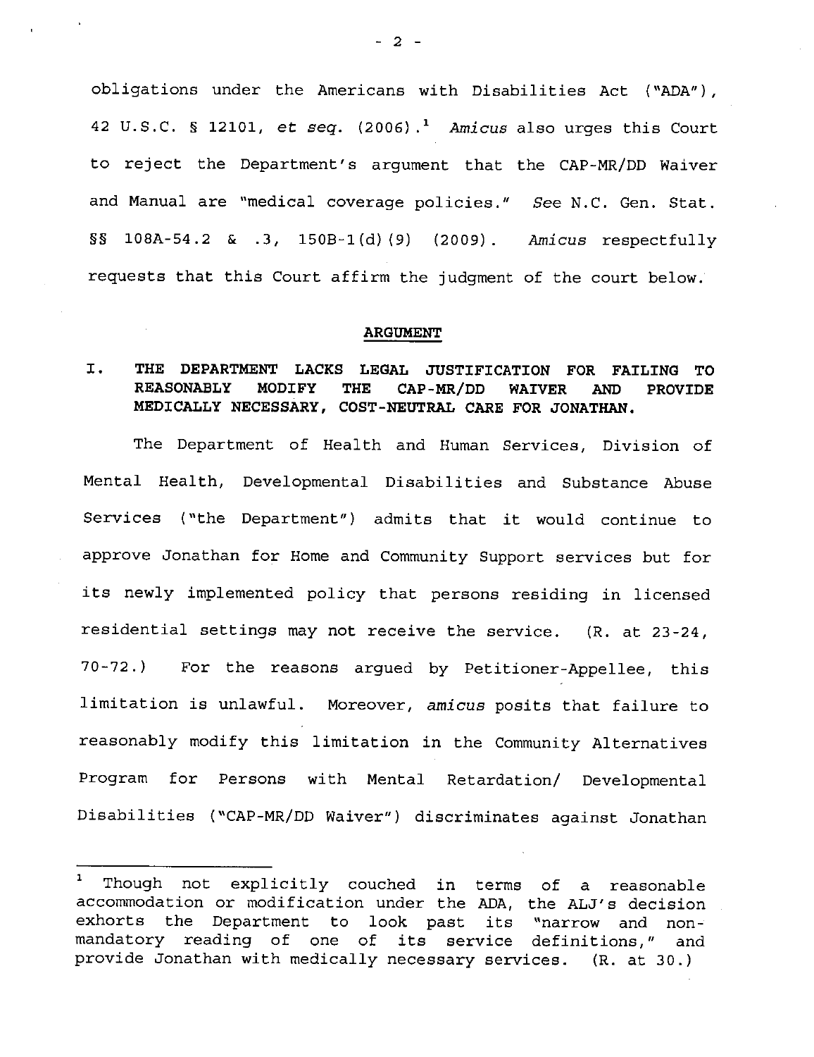obligations under the Americans with Disabilities Act ("ADA"), 42 U.S.C. § 12101, *et seq.* (2006).[1] *Amicus* also urges this Court to reject the Department's argument that the CAP-MR/DD Waiver and Manual are "medical coverage policies." *See* N.C. Gen. Stat. §§ 108A-54.2 & .3, 150B-1(d)(9) (2009). *Amicus* respectfully requests that this Court affirm the judgment of the court below.

## ARGUMENT

### I. THE DEPARTMENT LACKS LEGAL JUSTIFICATION FOR FAILING TO REASONABLY MODIFY THE CAP-MR/DD WAIVER AND PROVIDE MEDICALLY NECESSARY, COST-NEUTRAL CARE FOR JONATHAN.

The Department of Health and Human Services, Division of Mental Health, Developmental Disabilities and Substance Abuse Services ("the Department") admits that it would continue to approve Jonathan for Home and Community Support services but for its newly implemented policy that persons residing in licensed residential settings may not receive the service. (R. at 23-24, 70-72.) For the reasons argued by Petitioner-Appellee, this limitation is unlawful. Moreover, *amicus* posits that failure to reasonably modify this limitation in the Community Alternatives Program for Persons with Mental Retardation/ Developmental Disabilities ("CAP-MR/DD Waiver") discriminates against Jonathan

---

[1] Though not explicitly couched in terms of a reasonable accommodation or modification under the ADA, the ALJ's decision exhorts the Department to look past its "narrow and non-mandatory reading of one of its service definitions," and provide Jonathan with medically necessary services. (R. at 30.)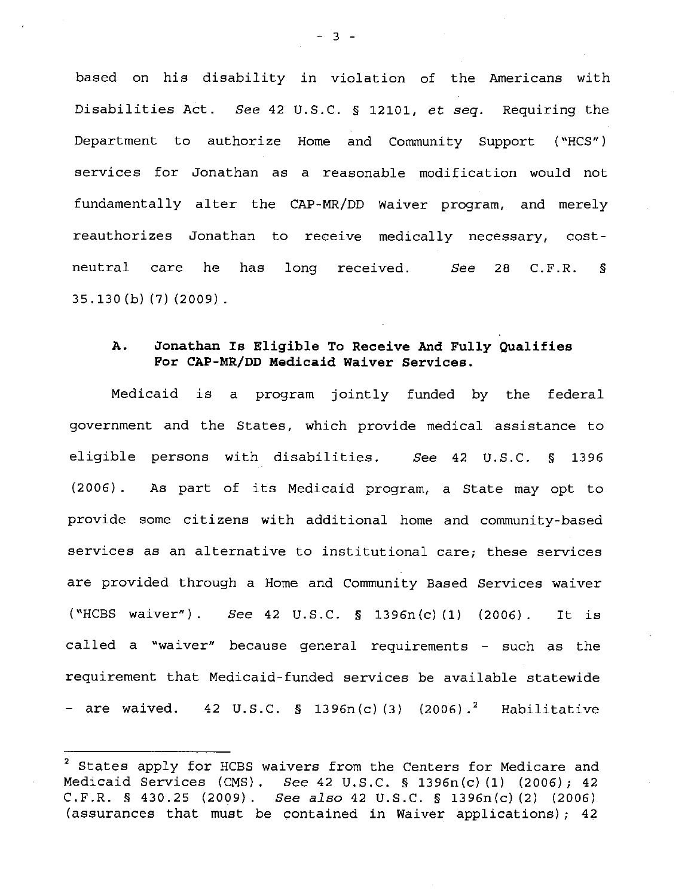based on his disability in violation of the Americans with Disabilities Act. *See* 42 U.S.C. § 12101, *et seq.* Requiring the Department to authorize Home and Community Support ("HCS") services for Jonathan as a reasonable modification would not fundamentally alter the CAP-MR/DD Waiver program, and merely reauthorizes Jonathan to receive medically necessary, cost-neutral care he has long received. *See* 28 C.F.R. § 35.130(b)(7)(2009).

### A. Jonathan Is Eligible To Receive And Fully Qualifies For CAP-MR/DD Medicaid Waiver Services.

Medicaid is a program jointly funded by the federal government and the States, which provide medical assistance to eligible persons with disabilities. *See* 42 U.S.C. § 1396 (2006). As part of its Medicaid program, a State may opt to provide some citizens with additional home and community-based services as an alternative to institutional care; these services are provided through a Home and Community Based Services waiver ("HCBS waiver"). *See* 42 U.S.C. § 1396n(c)(1) (2006). It is called a "waiver" because general requirements - such as the requirement that Medicaid-funded services be available statewide - are waived. 42 U.S.C. § 1396n(c)(3) (2006).[2] Habilitative

---

[2] States apply for HCBS waivers from the Centers for Medicare and Medicaid Services (CMS). *See* 42 U.S.C. § 1396n(c)(1) (2006); 42 C.F.R. § 430.25 (2009). *See also* 42 U.S.C. § 1396n(c)(2) (2006) (assurances that must be contained in Waiver applications); 42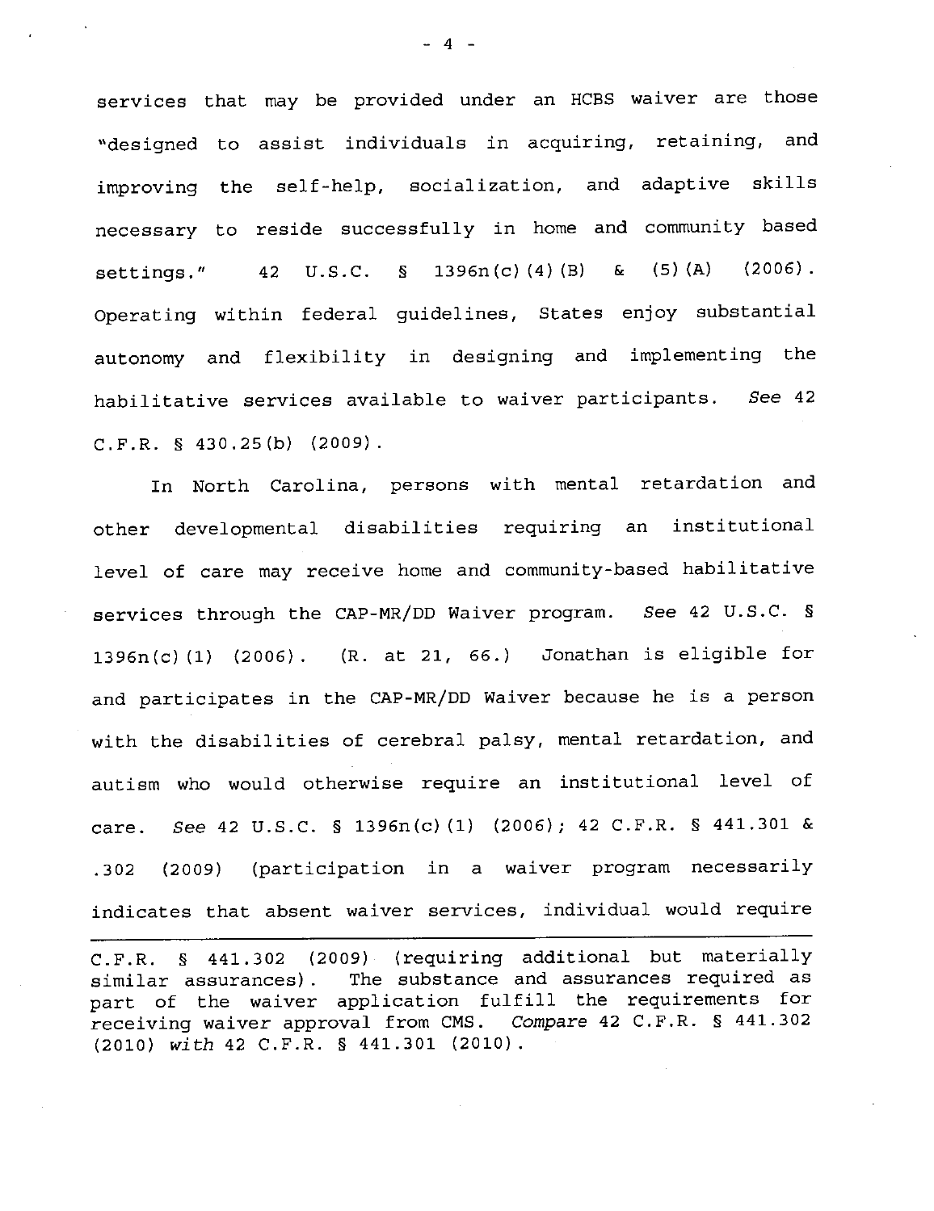services that may be provided under an HCBS waiver are those "designed to assist individuals in acquiring, retaining, and improving the self-help, socialization, and adaptive skills necessary to reside successfully in home and community based settings." 42 U.S.C. § 1396n(c)(4)(B) & (5)(A) (2006). Operating within federal guidelines, States enjoy substantial autonomy and flexibility in designing and implementing the habilitative services available to waiver participants. *See* 42 C.F.R. § 430.25(b) (2009).

In North Carolina, persons with mental retardation and other developmental disabilities requiring an institutional level of care may receive home and community-based habilitative services through the CAP-MR/DD Waiver program. *See* 42 U.S.C. § 1396n(c)(1) (2006). (R. at 21, 66.) Jonathan is eligible for and participates in the CAP-MR/DD Waiver because he is a person with the disabilities of cerebral palsy, mental retardation, and autism who would otherwise require an institutional level of care. *See* 42 U.S.C. § 1396n(c)(1) (2006); 42 C.F.R. § 441.301 & .302 (2009) (participation in a waiver program necessarily indicates that absent waiver services, individual would require

---

C.F.R. § 441.302 (2009) (requiring additional but materially similar assurances). The substance and assurances required as part of the waiver application fulfill the requirements for receiving waiver approval from CMS. *Compare* 42 C.F.R. § 441.302 (2010) *with* 42 C.F.R. § 441.301 (2010).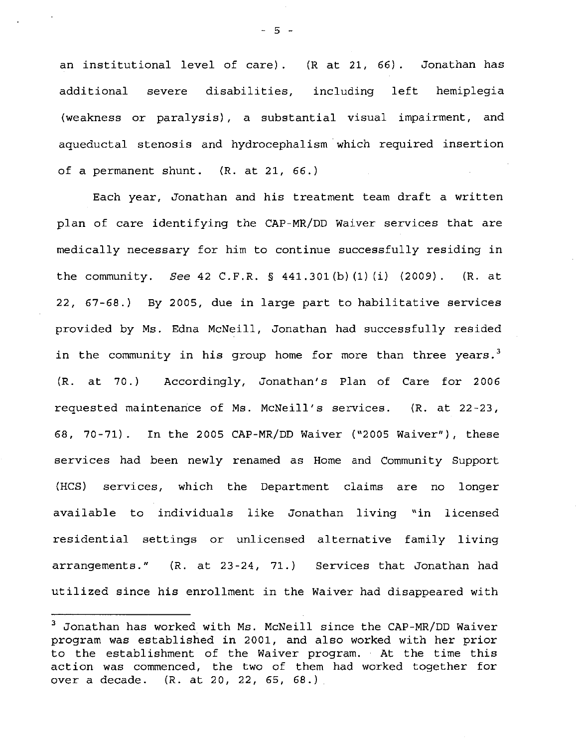an institutional level of care). (R at 21, 66). Jonathan has additional severe disabilities, including left hemiplegia (weakness or paralysis), a substantial visual impairment, and aqueductal stenosis and hydrocephalism which required insertion of a permanent shunt. (R. at 21, 66.)

Each year, Jonathan and his treatment team draft a written plan of care identifying the CAP-MR/DD Waiver services that are medically necessary for him to continue successfully residing in the community. *See* 42 C.F.R. § 441.301(b)(1)(i) (2009). (R. at 22, 67-68.) By 2005, due in large part to habilitative services provided by Ms. Edna McNeill, Jonathan had successfully resided in the community in his group home for more than three years.[3] (R. at 70.) Accordingly, Jonathan's Plan of Care for 2006 requested maintenance of Ms. McNeill's services. (R. at 22-23, 68, 70-71). In the 2005 CAP-MR/DD Waiver ("2005 Waiver"), these services had been newly renamed as Home and Community Support (HCS) services, which the Department claims are no longer available to individuals like Jonathan living "in licensed residential settings or unlicensed alternative family living arrangements." (R. at 23-24, 71.) Services that Jonathan had utilized since his enrollment in the Waiver had disappeared with

[3] Jonathan has worked with Ms. McNeill since the CAP-MR/DD Waiver program was established in 2001, and also worked with her prior to the establishment of the Waiver program. At the time this action was commenced, the two of them had worked together for over a decade. (R. at 20, 22, 65, 68.)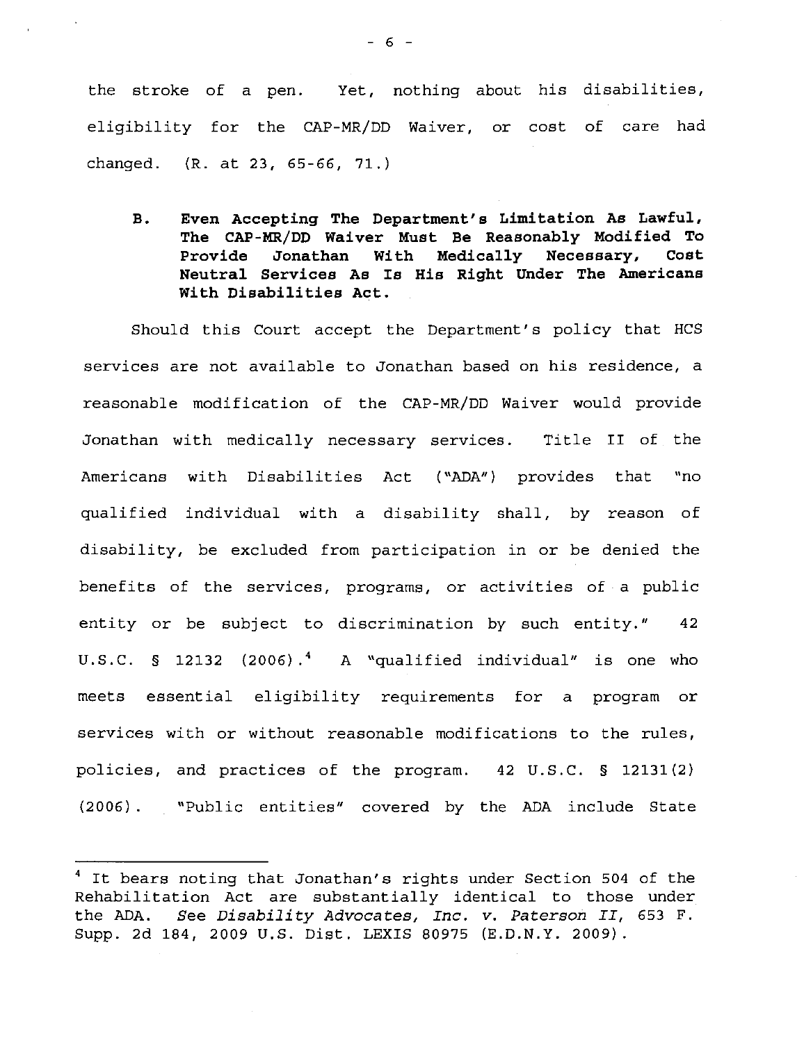the stroke of a pen. Yet, nothing about his disabilities, eligibility for the CAP-MR/DD Waiver, or cost of care had changed. (R. at 23, 65-66, 71.)

**B. Even Accepting The Department's Limitation As Lawful, The CAP-MR/DD Waiver Must Be Reasonably Modified To Provide Jonathan With Medically Necessary, Cost Neutral Services As Is His Right Under The Americans With Disabilities Act.**

Should this Court accept the Department's policy that HCS services are not available to Jonathan based on his residence, a reasonable modification of the CAP-MR/DD Waiver would provide Jonathan with medically necessary services. Title II of the Americans with Disabilities Act ("ADA") provides that "no qualified individual with a disability shall, by reason of disability, be excluded from participation in or be denied the benefits of the services, programs, or activities of a public entity or be subject to discrimination by such entity." 42 U.S.C. § 12132 (2006).[4] A "qualified individual" is one who meets essential eligibility requirements for a program or services with or without reasonable modifications to the rules, policies, and practices of the program. 42 U.S.C. § 12131(2) (2006). "Public entities" covered by the ADA include State

---

[4] It bears noting that Jonathan's rights under Section 504 of the Rehabilitation Act are substantially identical to those under the ADA. *See Disability Advocates, Inc. v. Paterson II*, 653 F. Supp. 2d 184, 2009 U.S. Dist. LEXIS 80975 (E.D.N.Y. 2009).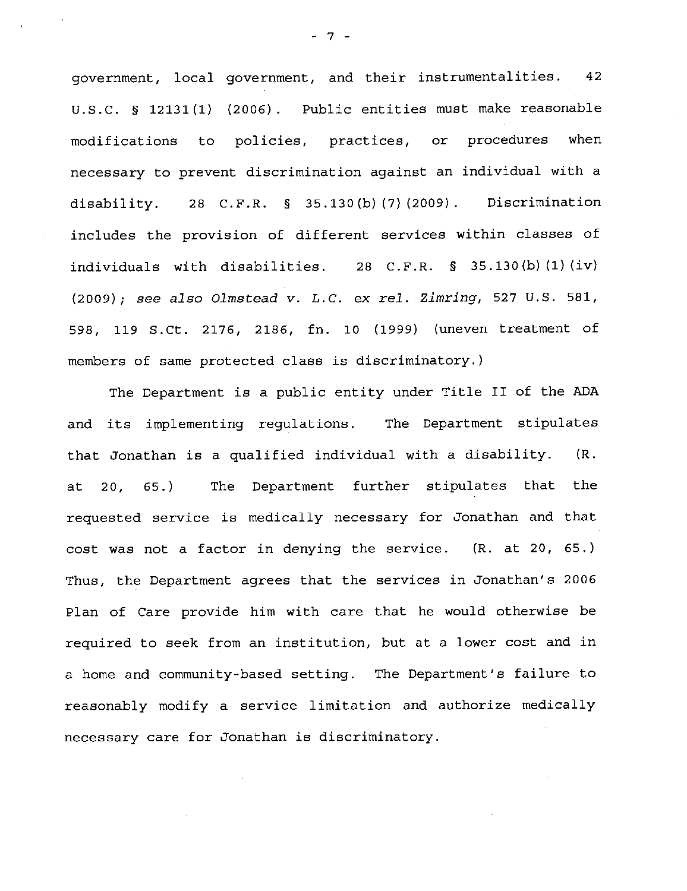government, local government, and their instrumentalities. 42 U.S.C. § 12131(1) (2006). Public entities must make reasonable modifications to policies, practices, or procedures when necessary to prevent discrimination against an individual with a disability. 28 C.F.R. § 35.130(b)(7)(2009). Discrimination includes the provision of different services within classes of individuals with disabilities. 28 C.F.R. § 35.130(b)(1)(iv) (2009); *see also Olmstead v. L.C. ex rel. Zimring*, 527 U.S. 581, 598, 119 S.Ct. 2176, 2186, fn. 10 (1999) (uneven treatment of members of same protected class is discriminatory.)

The Department is a public entity under Title II of the ADA and its implementing regulations. The Department stipulates that Jonathan is a qualified individual with a disability. (R. at 20, 65.) The Department further stipulates that the requested service is medically necessary for Jonathan and that cost was not a factor in denying the service. (R. at 20, 65.) Thus, the Department agrees that the services in Jonathan's 2006 Plan of Care provide him with care that he would otherwise be required to seek from an institution, but at a lower cost and in a home and community-based setting. The Department's failure to reasonably modify a service limitation and authorize medically necessary care for Jonathan is discriminatory.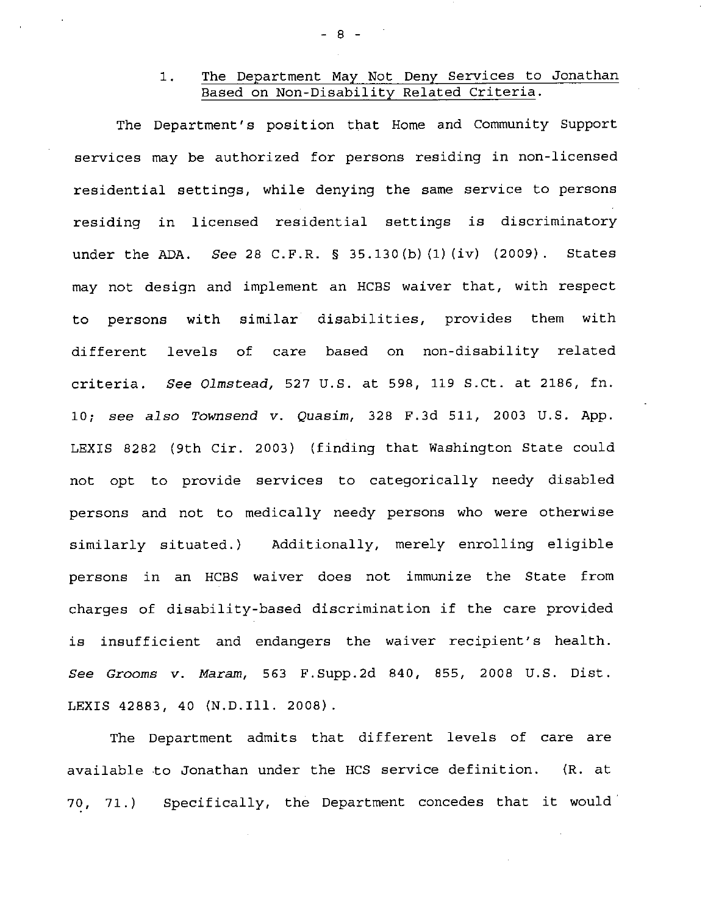### 1. <u>The Department May Not Deny Services to Jonathan Based on Non-Disability Related Criteria.</u>

The Department's position that Home and Community Support services may be authorized for persons residing in non-licensed residential settings, while denying the same service to persons residing in licensed residential settings is discriminatory under the ADA. *See* 28 C.F.R. § 35.130(b)(1)(iv) (2009). States may not design and implement an HCBS waiver that, with respect to persons with similar disabilities, provides them with different levels of care based on non-disability related criteria. *See Olmstead,* 527 U.S. at 598, 119 S.Ct. at 2186, fn. 10; *see also Townsend v. Quasim*, 328 F.3d 511, 2003 U.S. App. LEXIS 8282 (9th Cir. 2003) (finding that Washington State could not opt to provide services to categorically needy disabled persons and not to medically needy persons who were otherwise similarly situated.) Additionally, merely enrolling eligible persons in an HCBS waiver does not immunize the State from charges of disability-based discrimination if the care provided is insufficient and endangers the waiver recipient's health. *See Grooms v. Maram,* 563 F.Supp.2d 840, 855, 2008 U.S. Dist. LEXIS 42883, 40 (N.D.Ill. 2008).

The Department admits that different levels of care are available to Jonathan under the HCS service definition. (R. at 70, 71.) Specifically, the Department concedes that it would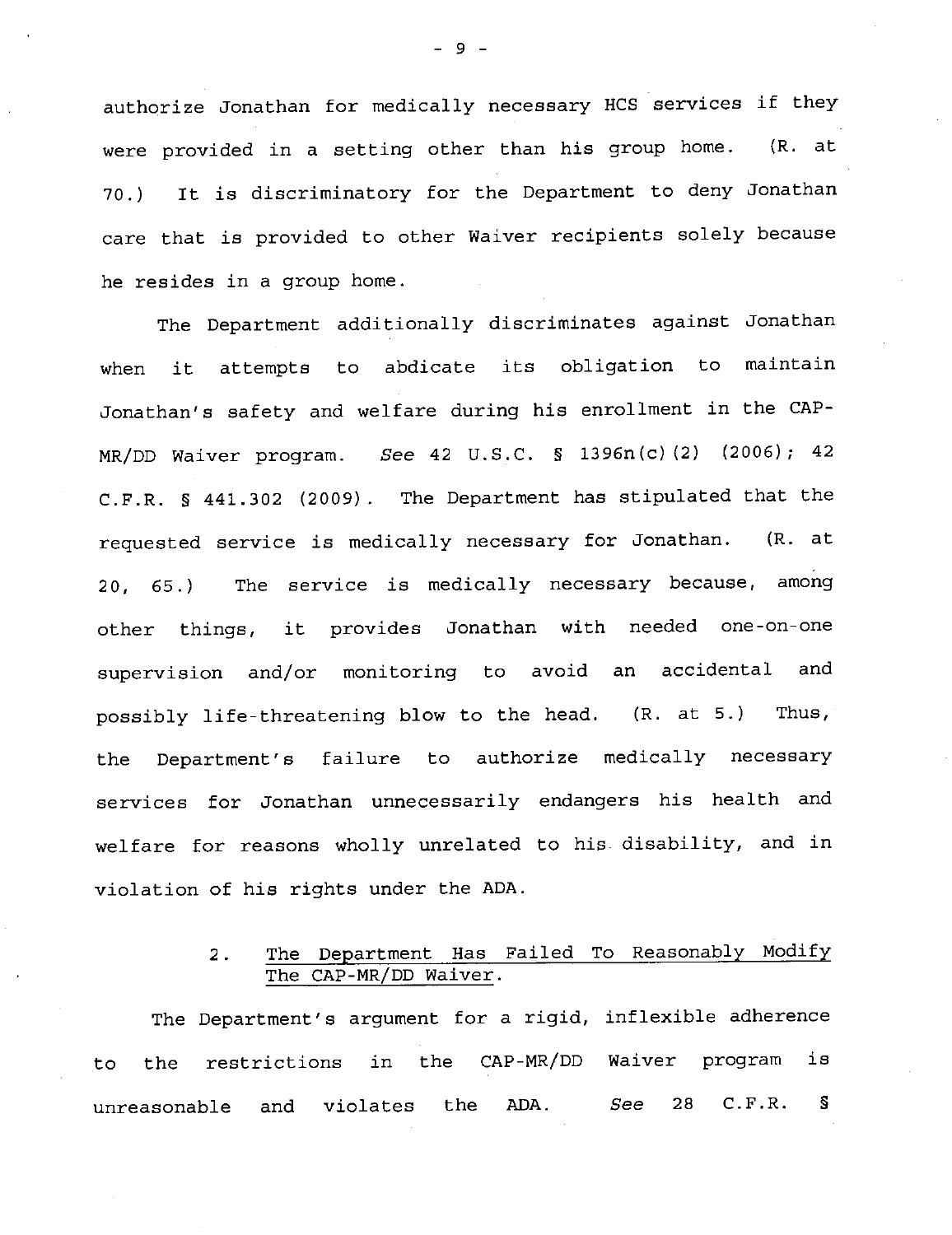authorize Jonathan for medically necessary HCS services if they were provided in a setting other than his group home. (R. at 70.) It is discriminatory for the Department to deny Jonathan care that is provided to other Waiver recipients solely because he resides in a group home.

The Department additionally discriminates against Jonathan when it attempts to abdicate its obligation to maintain Jonathan's safety and welfare during his enrollment in the CAP-MR/DD Waiver program. *See* 42 U.S.C. § 1396n(c)(2) (2006); 42 C.F.R. § 441.302 (2009). The Department has stipulated that the requested service is medically necessary for Jonathan. (R. at 20, 65.) The service is medically necessary because, among other things, it provides Jonathan with needed one-on-one supervision and/or monitoring to avoid an accidental and possibly life-threatening blow to the head. (R. at 5.) Thus, the Department's failure to authorize medically necessary services for Jonathan unnecessarily endangers his health and welfare for reasons wholly unrelated to his disability, and in violation of his rights under the ADA.

### 2. <u>The Department Has Failed To Reasonably Modify The CAP-MR/DD Waiver</u>.

The Department's argument for a rigid, inflexible adherence to the restrictions in the CAP-MR/DD Waiver program is unreasonable and violates the ADA. *See* 28 C.F.R. §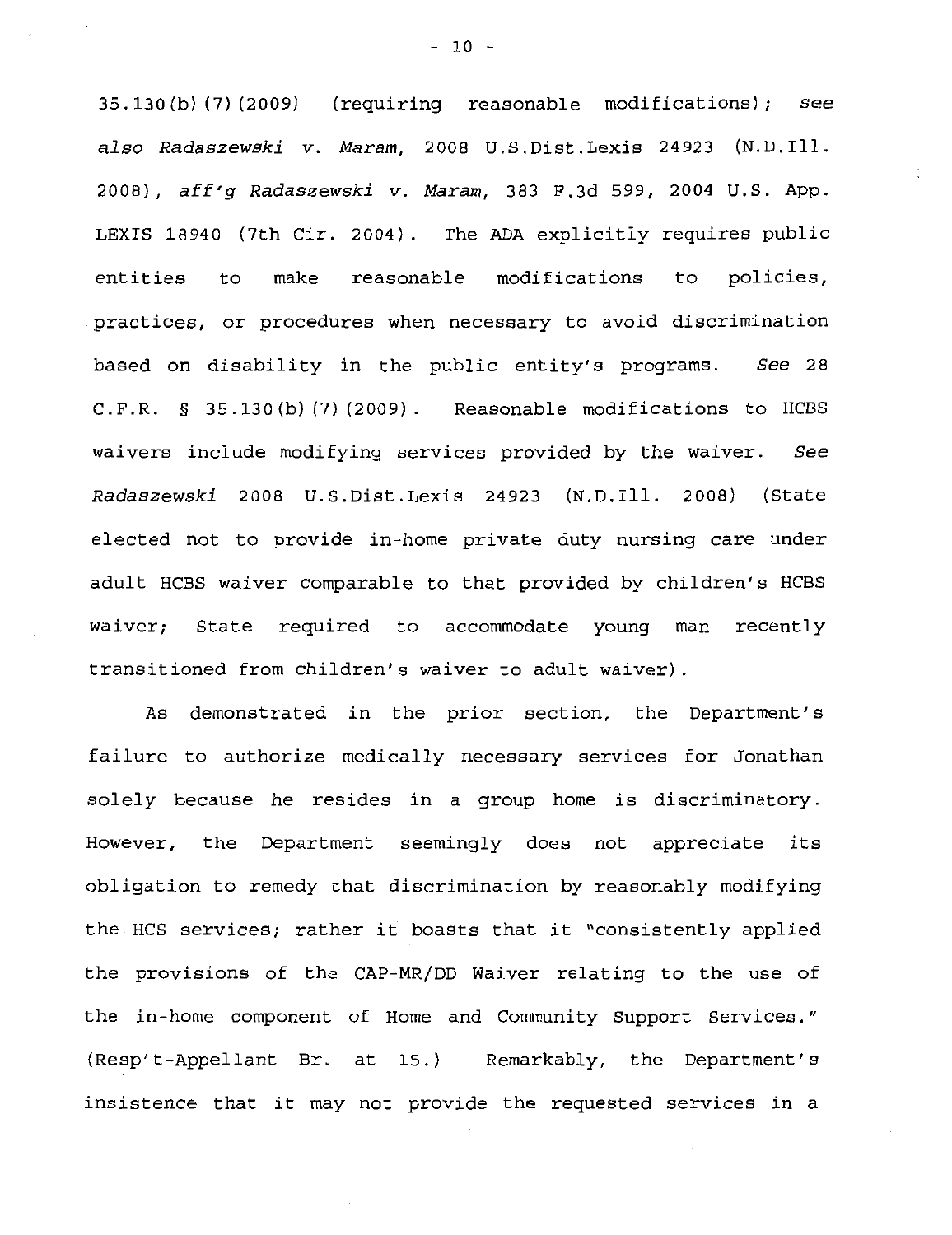35.130(b)(7)(2009) (requiring reasonable modifications); *see also Radaszewski v. Maram*, 2008 U.S.Dist.Lexis 24923 (N.D.Ill. 2008), *aff'g Radaszewski v. Maram*, 383 F.3d 599, 2004 U.S. App. LEXIS 18940 (7th Cir. 2004). The ADA explicitly requires public entities to make reasonable modifications to policies, practices, or procedures when necessary to avoid discrimination based on disability in the public entity's programs. *See* 28 C.F.R. § 35.130(b)(7)(2009). Reasonable modifications to HCBS waivers include modifying services provided by the waiver. *See Radaszewski* 2008 U.S.Dist.Lexis 24923 (N.D.Ill. 2008) (State elected not to provide in-home private duty nursing care under adult HCBS waiver comparable to that provided by children's HCBS waiver; State required to accommodate young man recently transitioned from children's waiver to adult waiver).

As demonstrated in the prior section, the Department's failure to authorize medically necessary services for Jonathan solely because he resides in a group home is discriminatory. However, the Department seemingly does not appreciate its obligation to remedy that discrimination by reasonably modifying the HCS services; rather it boasts that it "consistently applied the provisions of the CAP-MR/DD Waiver relating to the use of the in-home component of Home and Community Support Services." (Resp't-Appellant Br. at 15.) Remarkably, the Department's insistence that it may not provide the requested services in a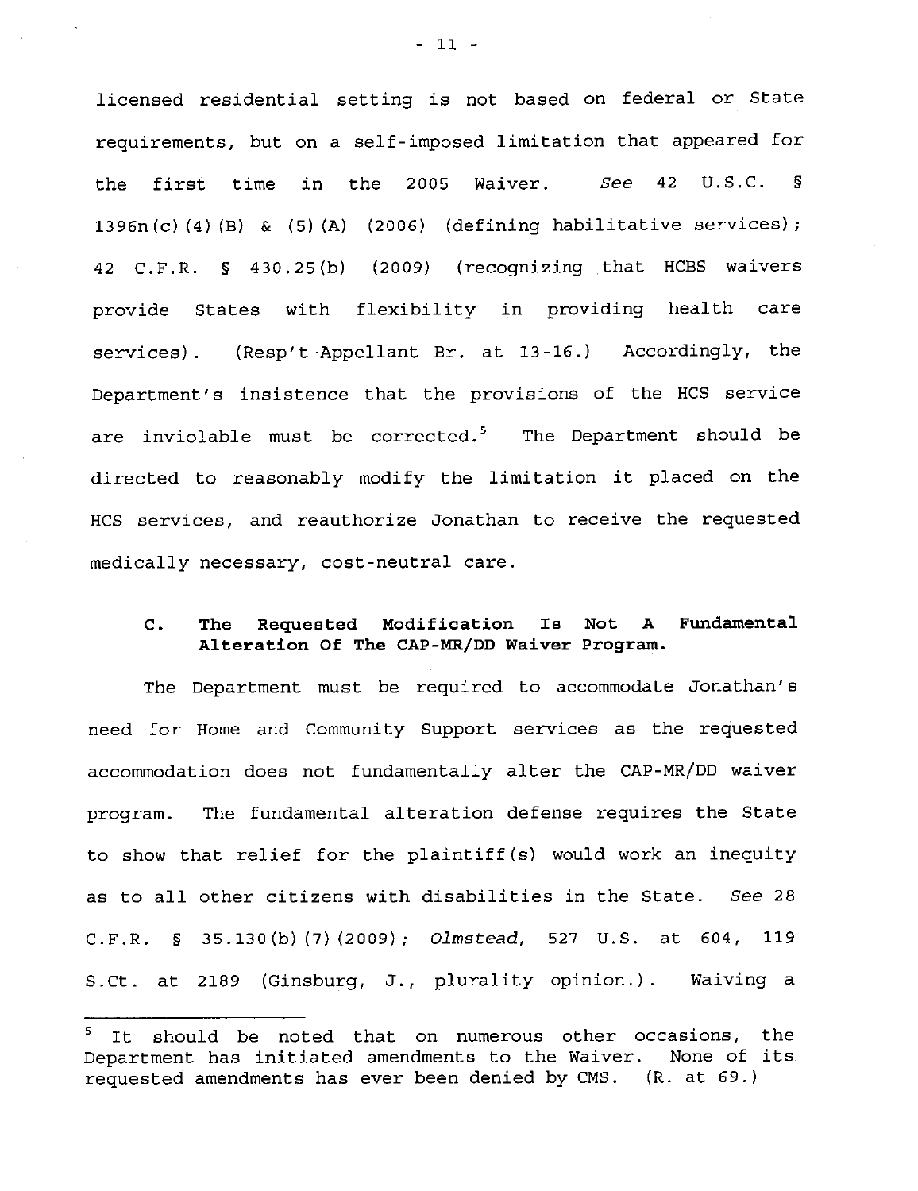licensed residential setting is not based on federal or State requirements, but on a self-imposed limitation that appeared for the first time in the 2005 Waiver. *See* 42 U.S.C. § 1396n(c)(4)(B) & (5)(A) (2006) (defining habilitative services); 42 C.F.R. § 430.25(b) (2009) (recognizing that HCBS waivers provide States with flexibility in providing health care services). (Resp't-Appellant Br. at 13-16.) Accordingly, the Department's insistence that the provisions of the HCS service are inviolable must be corrected.[5] The Department should be directed to reasonably modify the limitation it placed on the HCS services, and reauthorize Jonathan to receive the requested medically necessary, cost-neutral care.

### C. The Requested Modification Is Not A Fundamental Alteration Of The CAP-MR/DD Waiver Program.

The Department must be required to accommodate Jonathan's need for Home and Community Support services as the requested accommodation does not fundamentally alter the CAP-MR/DD waiver program. The fundamental alteration defense requires the State to show that relief for the plaintiff(s) would work an inequity as to all other citizens with disabilities in the State. *See* 28 C.F.R. § 35.130(b)(7)(2009); *Olmstead,* 527 U.S. at 604, 119 S.Ct. at 2189 (Ginsburg, J., plurality opinion.). Waiving a

---

[5] It should be noted that on numerous other occasions, the Department has initiated amendments to the Waiver. None of its requested amendments has ever been denied by CMS. (R. at 69.)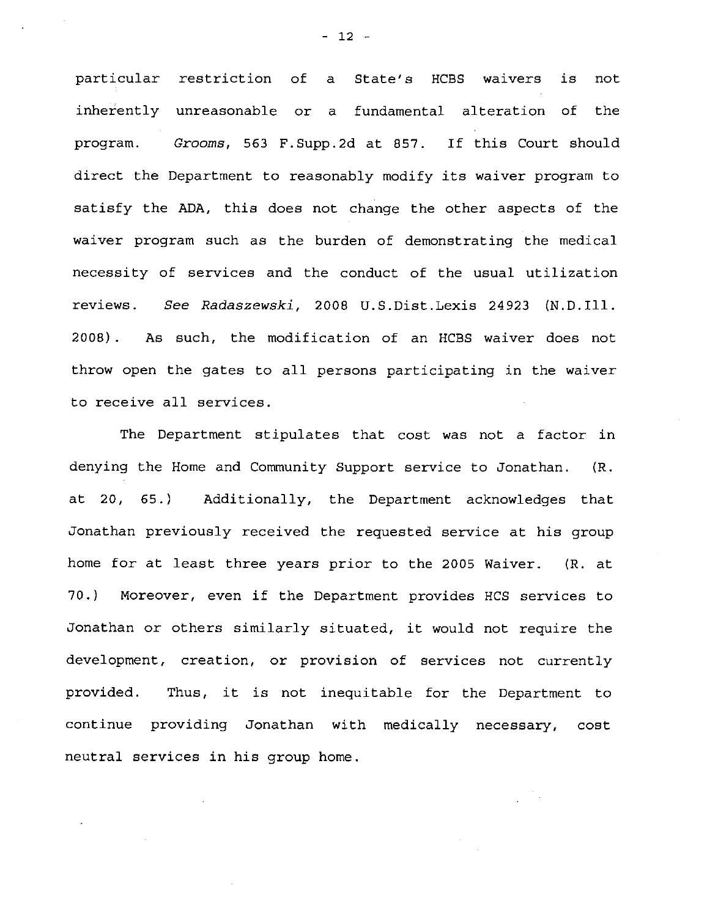particular restriction of a State's HCBS waivers is not inherently unreasonable or a fundamental alteration of the program. *Grooms*, 563 F.Supp.2d at 857. If this Court should direct the Department to reasonably modify its waiver program to satisfy the ADA, this does not change the other aspects of the waiver program such as the burden of demonstrating the medical necessity of services and the conduct of the usual utilization reviews. *See Radaszewski*, 2008 U.S.Dist.Lexis 24923 (N.D.Ill. 2008). As such, the modification of an HCBS waiver does not throw open the gates to all persons participating in the waiver to receive all services.

The Department stipulates that cost was not a factor in denying the Home and Community Support service to Jonathan. (R. at 20, 65.) Additionally, the Department acknowledges that Jonathan previously received the requested service at his group home for at least three years prior to the 2005 Waiver. (R. at 70.) Moreover, even if the Department provides HCS services to Jonathan or others similarly situated, it would not require the development, creation, or provision of services not currently provided. Thus, it is not inequitable for the Department to continue providing Jonathan with medically necessary, cost neutral services in his group home.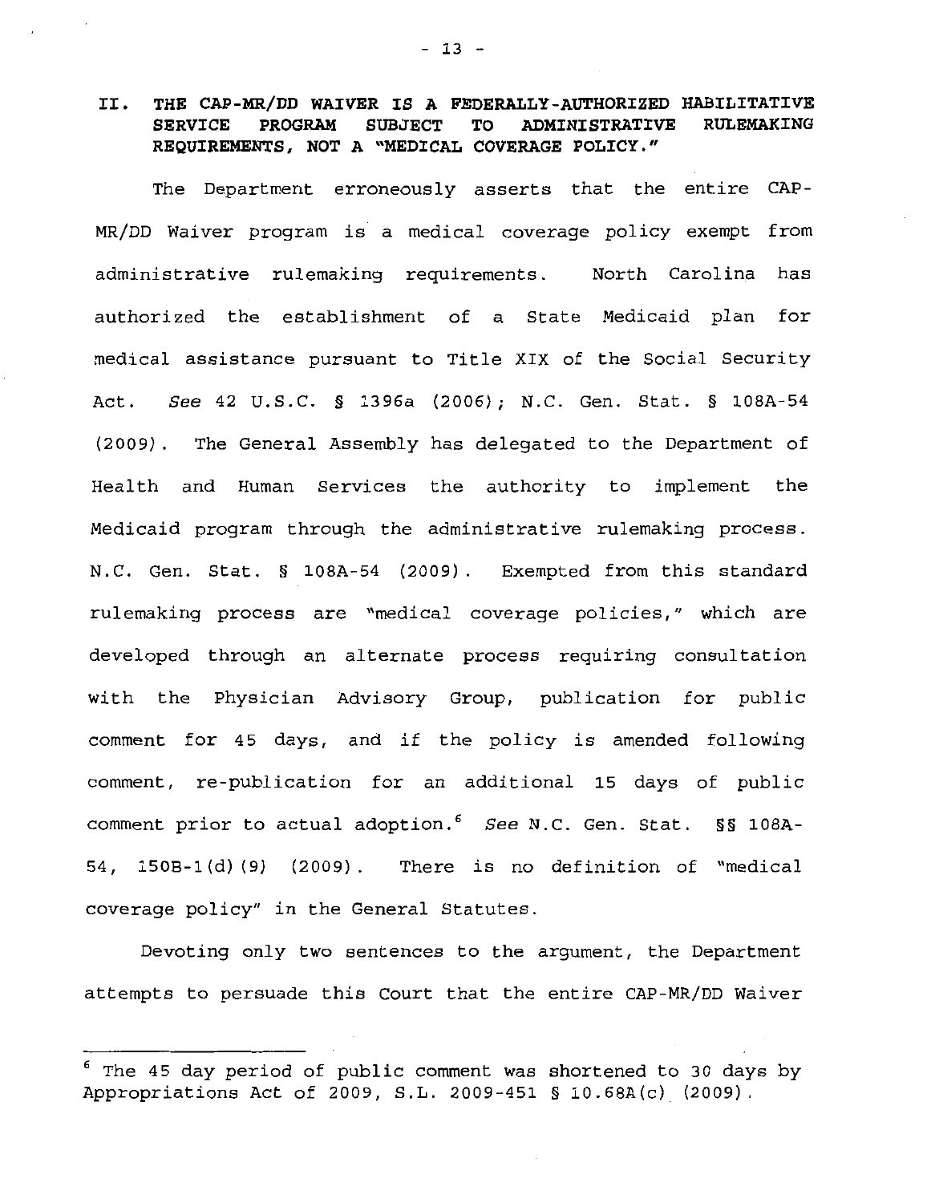## II. THE CAP-MR/DD WAIVER IS A FEDERALLY-AUTHORIZED HABILITATIVE SERVICE PROGRAM SUBJECT TO ADMINISTRATIVE RULEMAKING REQUIREMENTS, NOT A "MEDICAL COVERAGE POLICY."

The Department erroneously asserts that the entire CAP-MR/DD Waiver program is a medical coverage policy exempt from administrative rulemaking requirements. North Carolina has authorized the establishment of a State Medicaid plan for medical assistance pursuant to Title XIX of the Social Security Act. *See* 42 U.S.C. § 1396a (2006); N.C. Gen. Stat. § 108A-54 (2009). The General Assembly has delegated to the Department of Health and Human Services the authority to implement the Medicaid program through the administrative rulemaking process. N.C. Gen. Stat. § 108A-54 (2009). Exempted from this standard rulemaking process are "medical coverage policies," which are developed through an alternate process requiring consultation with the Physician Advisory Group, publication for public comment for 45 days, and if the policy is amended following comment, re-publication for an additional 15 days of public comment prior to actual adoption.[6] *See* N.C. Gen. Stat. §§ 108A-54, 150B-1(d)(9) (2009). There is no definition of "medical coverage policy" in the General Statutes.

Devoting only two sentences to the argument, the Department attempts to persuade this Court that the entire CAP-MR/DD Waiver

[6] The 45 day period of public comment was shortened to 30 days by Appropriations Act of 2009, S.L. 2009-451 § 10.68A(c) (2009).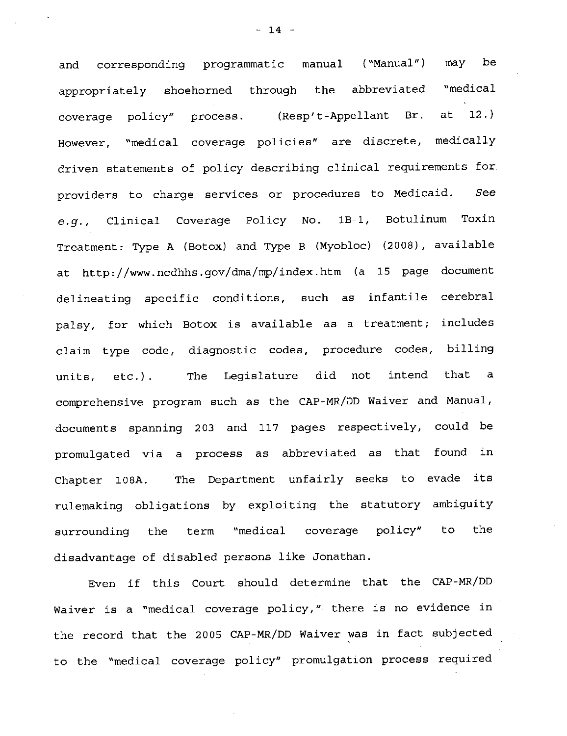and corresponding programmatic manual ("Manual") may be appropriately shoehorned through the abbreviated "medical coverage policy" process. (Resp't-Appellant Br. at 12.) However, "medical coverage policies" are discrete, medically driven statements of policy describing clinical requirements for providers to charge services or procedures to Medicaid. *See e.g.*, Clinical Coverage Policy No. 1B-1, Botulinum Toxin Treatment: Type A (Botox) and Type B (Myobloc) (2008), available at http://www.ncdhhs.gov/dma/mp/index.htm (a 15 page document delineating specific conditions, such as infantile cerebral palsy, for which Botox is available as a treatment; includes claim type code, diagnostic codes, procedure codes, billing units, etc.). The Legislature did not intend that a comprehensive program such as the CAP-MR/DD Waiver and Manual, documents spanning 203 and 117 pages respectively, could be promulgated via a process as abbreviated as that found in Chapter 108A. The Department unfairly seeks to evade its rulemaking obligations by exploiting the statutory ambiguity surrounding the term "medical coverage policy" to the disadvantage of disabled persons like Jonathan.

Even if this Court should determine that the CAP-MR/DD Waiver is a "medical coverage policy," there is no evidence in the record that the 2005 CAP-MR/DD Waiver was in fact subjected to the "medical coverage policy" promulgation process required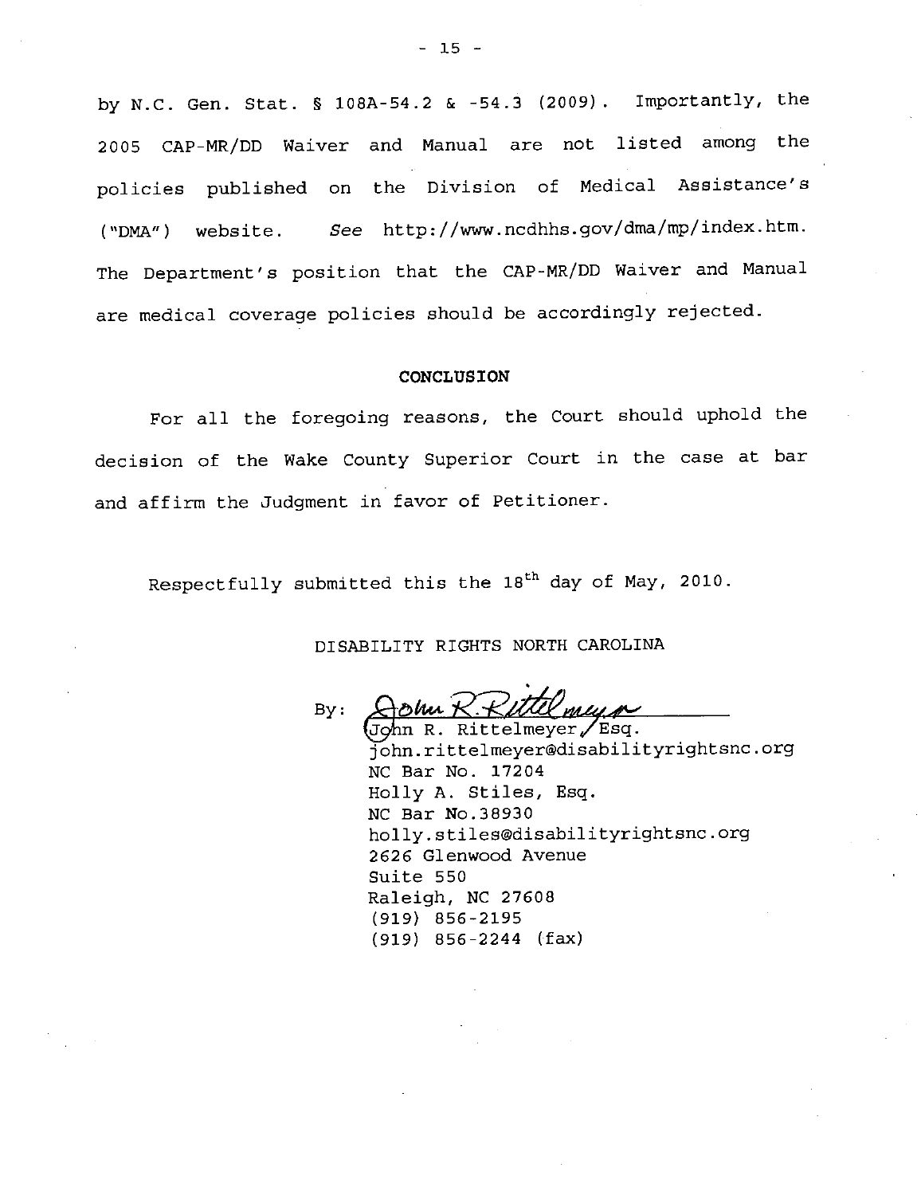by N.C. Gen. Stat. § 108A-54.2 & -54.3 (2009). Importantly, the 2005 CAP-MR/DD Waiver and Manual are not listed among the policies published on the Division of Medical Assistance's ("DMA") website. *See* http://www.ncdhhs.gov/dma/mp/index.htm. The Department's position that the CAP-MR/DD Waiver and Manual are medical coverage policies should be accordingly rejected.

**CONCLUSION**

For all the foregoing reasons, the Court should uphold the decision of the Wake County Superior Court in the case at bar and affirm the Judgment in favor of Petitioner.

Respectfully submitted this the 18th day of May, 2010.

DISABILITY RIGHTS NORTH CAROLINA

By: John R. Rittelmeyer

John R. Rittelmeyer, Esq.
john.rittelmeyer@disabilityrightsnc.org
NC Bar No. 17204
Holly A. Stiles, Esq.
NC Bar No.38930
holly.stiles@disabilityrightsnc.org
2626 Glenwood Avenue
Suite 550
Raleigh, NC 27608
(919) 856-2195
(919) 856-2244 (fax)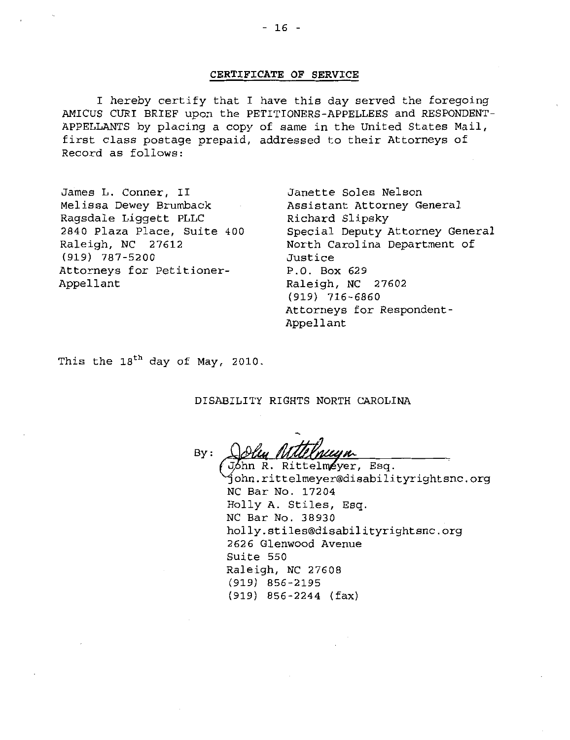## CERTIFICATE OF SERVICE

I hereby certify that I have this day served the foregoing AMICUS CURI BRIEF upon the PETITIONERS-APPELLEES and RESPONDENT-APPELLANTS by placing a copy of same in the United States Mail, first class postage prepaid, addressed to their Attorneys of Record as follows:

James L. Conner, II
Melissa Dewey Brumback
Ragsdale Liggett PLLC
2840 Plaza Place, Suite 400
Raleigh, NC 27612
(919) 787-5200
Attorneys for Petitioner-Appellant

Janette Soles Nelson
Assistant Attorney General
Richard Slipsky
Special Deputy Attorney General
North Carolina Department of Justice
P.O. Box 629
Raleigh, NC 27602
(919) 716-6860
Attorneys for Respondent-Appellant

This the 18th day of May, 2010.

DISABILITY RIGHTS NORTH CAROLINA

By: John R. Rittelmeyer

John R. Rittelmeyer, Esq.
john.rittelmeyer@disabilityrightsnc.org
NC Bar No. 17204
Holly A. Stiles, Esq.
NC Bar No. 38930
holly.stiles@disabilityrightsnc.org
2626 Glenwood Avenue
Suite 550
Raleigh, NC 27608
(919) 856-2195
(919) 856-2244 (fax)